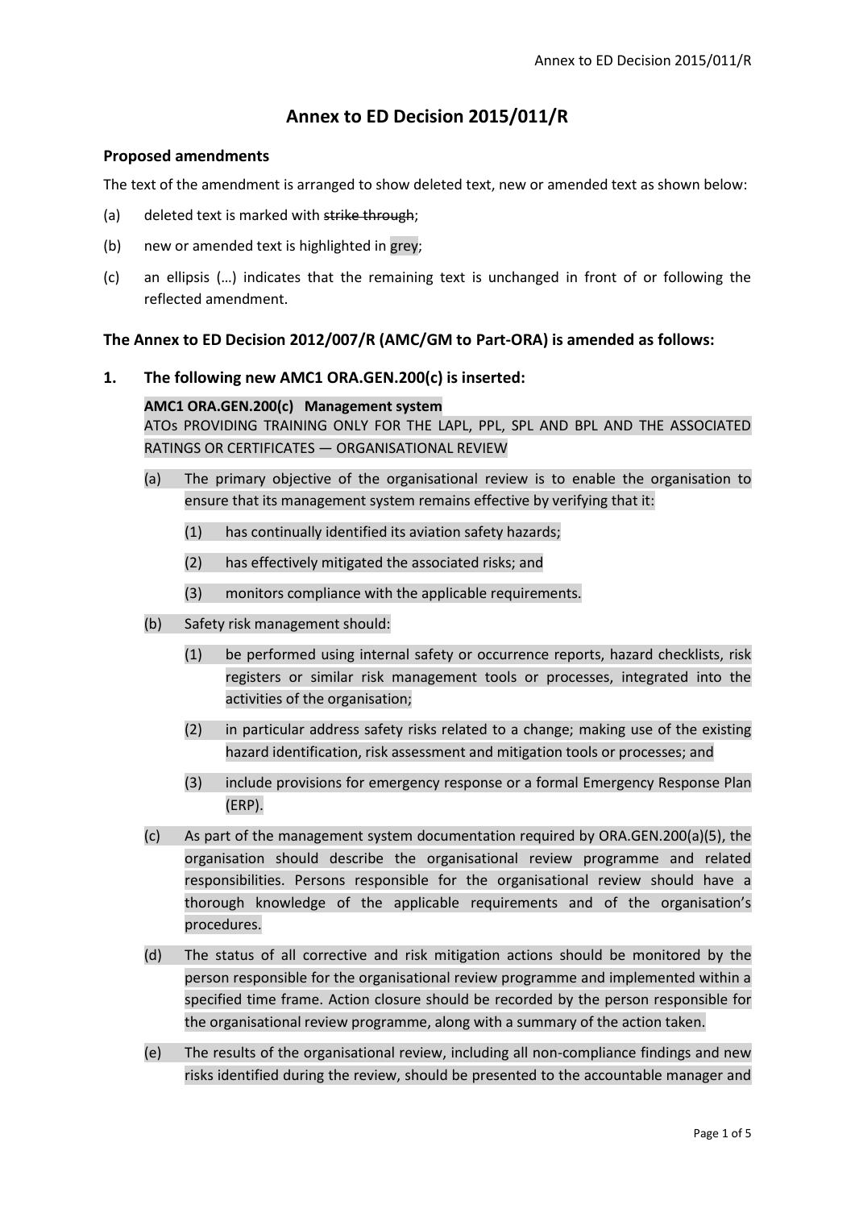# Annex to ED Decision 2015/011/R

## Proposed amendments

The text of the amendment is arranged to show deleted text, new or amended text as shown below:

(a) deleted text is marked with ~~strike through~~;

(b) new or amended text is highlighted in grey;

(c) an ellipsis (…) indicates that the remaining text is unchanged in front of or following the reflected amendment.

## The Annex to ED Decision 2012/007/R (AMC/GM to Part-ORA) is amended as follows:

### 1. The following new AMC1 ORA.GEN.200(c) is inserted:

**AMC1 ORA.GEN.200(c) Management system**

ATOs PROVIDING TRAINING ONLY FOR THE LAPL, PPL, SPL AND BPL AND THE ASSOCIATED RATINGS OR CERTIFICATES — ORGANISATIONAL REVIEW

(a) The primary objective of the organisational review is to enable the organisation to ensure that its management system remains effective by verifying that it:

(1) has continually identified its aviation safety hazards;

(2) has effectively mitigated the associated risks; and

(3) monitors compliance with the applicable requirements.

(b) Safety risk management should:

(1) be performed using internal safety or occurrence reports, hazard checklists, risk registers or similar risk management tools or processes, integrated into the activities of the organisation;

(2) in particular address safety risks related to a change; making use of the existing hazard identification, risk assessment and mitigation tools or processes; and

(3) include provisions for emergency response or a formal Emergency Response Plan (ERP).

(c) As part of the management system documentation required by ORA.GEN.200(a)(5), the organisation should describe the organisational review programme and related responsibilities. Persons responsible for the organisational review should have a thorough knowledge of the applicable requirements and of the organisation's procedures.

(d) The status of all corrective and risk mitigation actions should be monitored by the person responsible for the organisational review programme and implemented within a specified time frame. Action closure should be recorded by the person responsible for the organisational review programme, along with a summary of the action taken.

(e) The results of the organisational review, including all non-compliance findings and new risks identified during the review, should be presented to the accountable manager and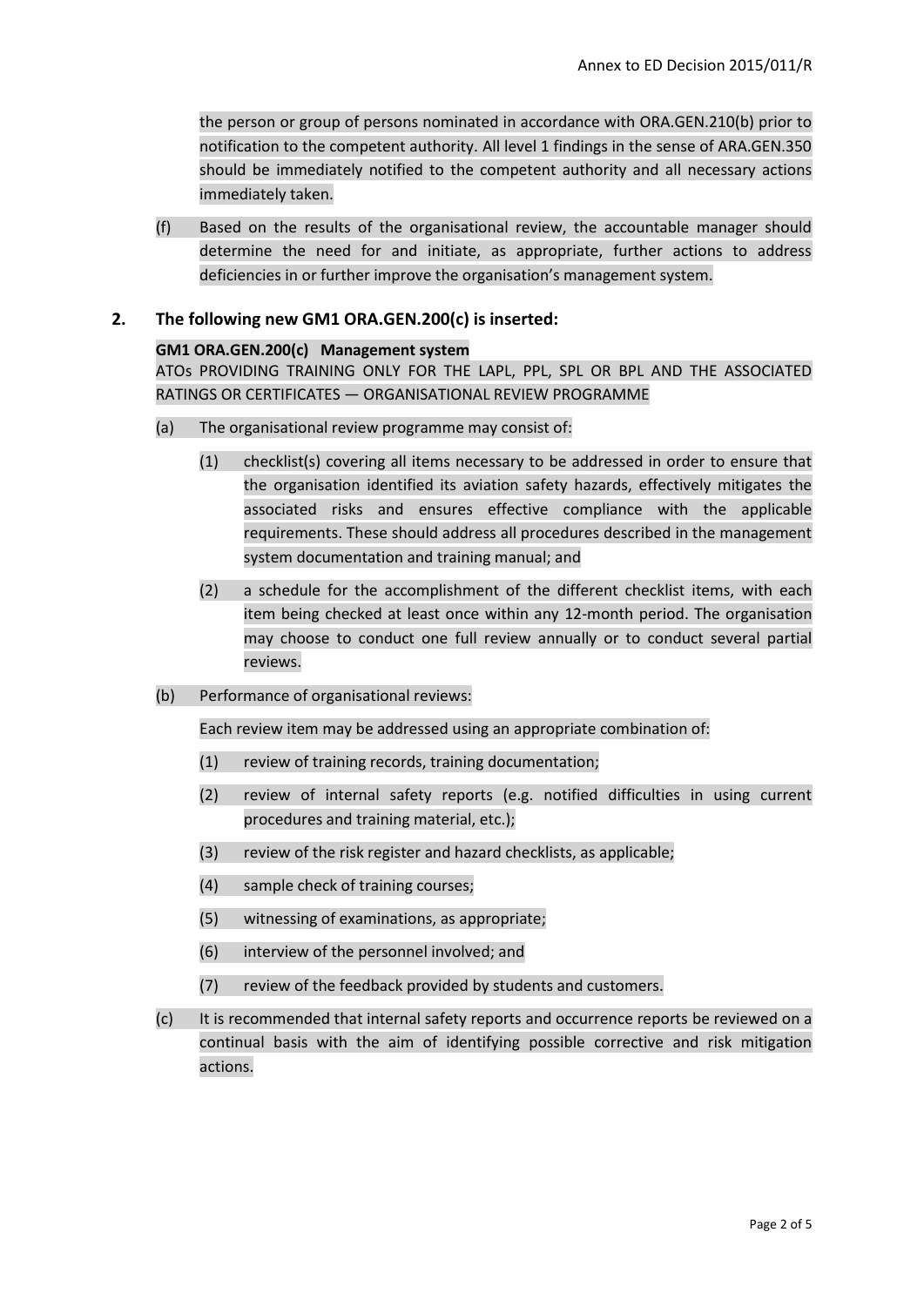the person or group of persons nominated in accordance with ORA.GEN.210(b) prior to notification to the competent authority. All level 1 findings in the sense of ARA.GEN.350 should be immediately notified to the competent authority and all necessary actions immediately taken.

(f) Based on the results of the organisational review, the accountable manager should determine the need for and initiate, as appropriate, further actions to address deficiencies in or further improve the organisation's management system.

## 2. The following new GM1 ORA.GEN.200(c) is inserted:

**GM1 ORA.GEN.200(c) Management system**

ATOs PROVIDING TRAINING ONLY FOR THE LAPL, PPL, SPL OR BPL AND THE ASSOCIATED RATINGS OR CERTIFICATES — ORGANISATIONAL REVIEW PROGRAMME

(a) The organisational review programme may consist of:

   (1) checklist(s) covering all items necessary to be addressed in order to ensure that the organisation identified its aviation safety hazards, effectively mitigates the associated risks and ensures effective compliance with the applicable requirements. These should address all procedures described in the management system documentation and training manual; and

   (2) a schedule for the accomplishment of the different checklist items, with each item being checked at least once within any 12-month period. The organisation may choose to conduct one full review annually or to conduct several partial reviews.

(b) Performance of organisational reviews:

   Each review item may be addressed using an appropriate combination of:

   (1) review of training records, training documentation;

   (2) review of internal safety reports (e.g. notified difficulties in using current procedures and training material, etc.);

   (3) review of the risk register and hazard checklists, as applicable;

   (4) sample check of training courses;

   (5) witnessing of examinations, as appropriate;

   (6) interview of the personnel involved; and

   (7) review of the feedback provided by students and customers.

(c) It is recommended that internal safety reports and occurrence reports be reviewed on a continual basis with the aim of identifying possible corrective and risk mitigation actions.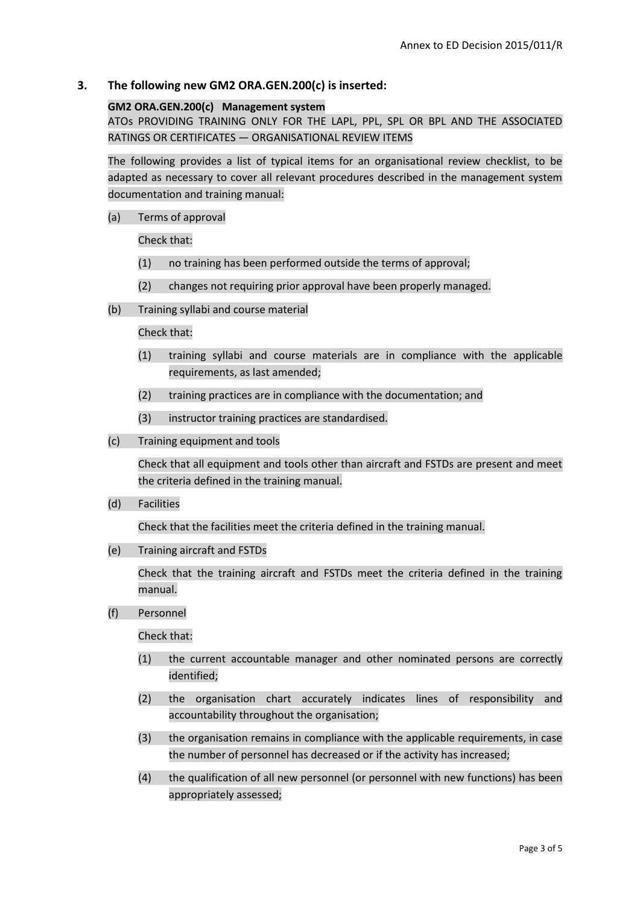## 3. The following new GM2 ORA.GEN.200(c) is inserted:

**GM2 ORA.GEN.200(c) Management system**

ATOs PROVIDING TRAINING ONLY FOR THE LAPL, PPL, SPL OR BPL AND THE ASSOCIATED RATINGS OR CERTIFICATES — ORGANISATIONAL REVIEW ITEMS

The following provides a list of typical items for an organisational review checklist, to be adapted as necessary to cover all relevant procedures described in the management system documentation and training manual:

(a) Terms of approval

Check that:

(1) no training has been performed outside the terms of approval;

(2) changes not requiring prior approval have been properly managed.

(b) Training syllabi and course material

Check that:

(1) training syllabi and course materials are in compliance with the applicable requirements, as last amended;

(2) training practices are in compliance with the documentation; and

(3) instructor training practices are standardised.

(c) Training equipment and tools

Check that all equipment and tools other than aircraft and FSTDs are present and meet the criteria defined in the training manual.

(d) Facilities

Check that the facilities meet the criteria defined in the training manual.

(e) Training aircraft and FSTDs

Check that the training aircraft and FSTDs meet the criteria defined in the training manual.

(f) Personnel

Check that:

(1) the current accountable manager and other nominated persons are correctly identified;

(2) the organisation chart accurately indicates lines of responsibility and accountability throughout the organisation;

(3) the organisation remains in compliance with the applicable requirements, in case the number of personnel has decreased or if the activity has increased;

(4) the qualification of all new personnel (or personnel with new functions) has been appropriately assessed;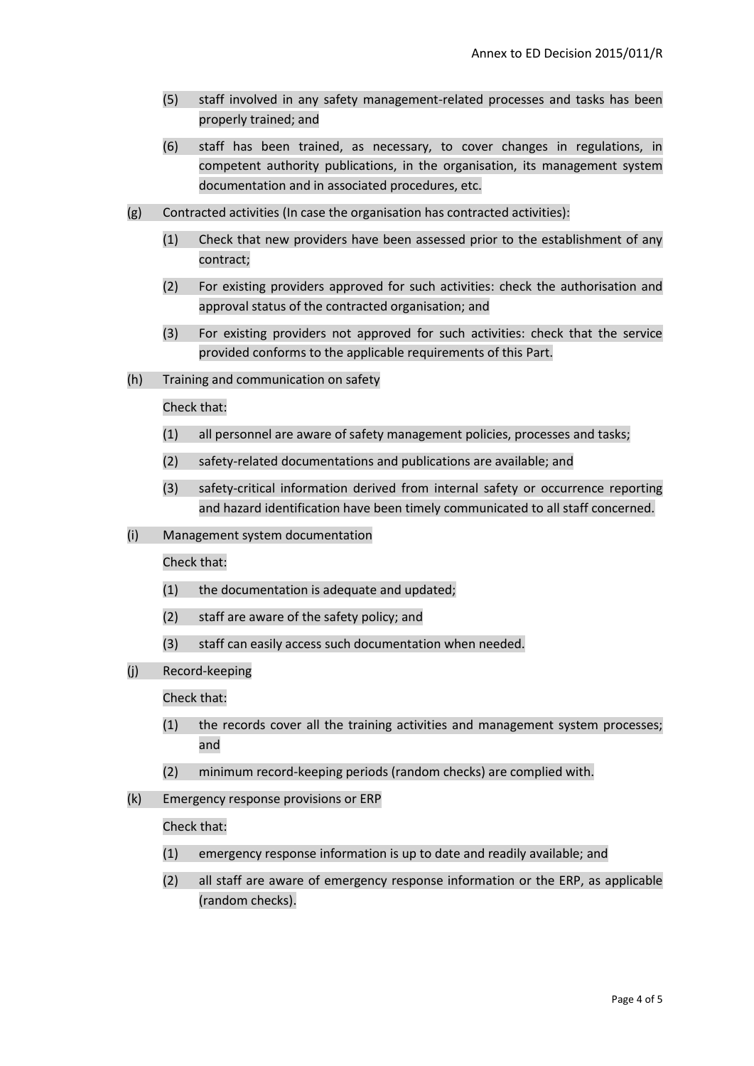(5) staff involved in any safety management-related processes and tasks has been properly trained; and

(6) staff has been trained, as necessary, to cover changes in regulations, in competent authority publications, in the organisation, its management system documentation and in associated procedures, etc.

(g) Contracted activities (In case the organisation has contracted activities):

(1) Check that new providers have been assessed prior to the establishment of any contract;

(2) For existing providers approved for such activities: check the authorisation and approval status of the contracted organisation; and

(3) For existing providers not approved for such activities: check that the service provided conforms to the applicable requirements of this Part.

(h) Training and communication on safety

Check that:

(1) all personnel are aware of safety management policies, processes and tasks;

(2) safety-related documentations and publications are available; and

(3) safety-critical information derived from internal safety or occurrence reporting and hazard identification have been timely communicated to all staff concerned.

(i) Management system documentation

Check that:

(1) the documentation is adequate and updated;

(2) staff are aware of the safety policy; and

(3) staff can easily access such documentation when needed.

(j) Record-keeping

Check that:

(1) the records cover all the training activities and management system processes; and

(2) minimum record-keeping periods (random checks) are complied with.

(k) Emergency response provisions or ERP

Check that:

(1) emergency response information is up to date and readily available; and

(2) all staff are aware of emergency response information or the ERP, as applicable (random checks).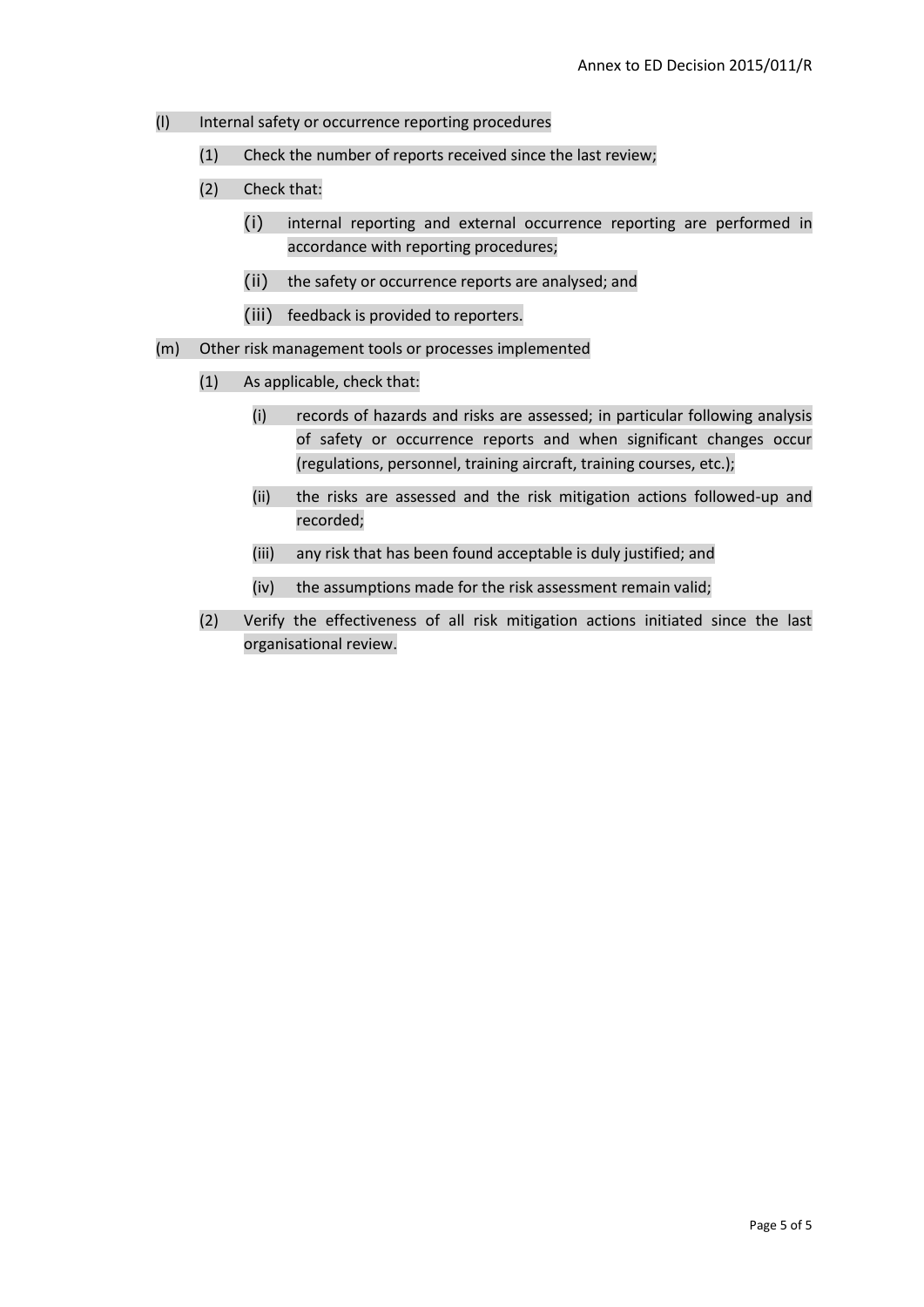(l) Internal safety or occurrence reporting procedures

   (1) Check the number of reports received since the last review;

   (2) Check that:

      (i) internal reporting and external occurrence reporting are performed in accordance with reporting procedures;

      (ii) the safety or occurrence reports are analysed; and

      (iii) feedback is provided to reporters.

(m) Other risk management tools or processes implemented

   (1) As applicable, check that:

      (i) records of hazards and risks are assessed; in particular following analysis of safety or occurrence reports and when significant changes occur (regulations, personnel, training aircraft, training courses, etc.);

      (ii) the risks are assessed and the risk mitigation actions followed-up and recorded;

      (iii) any risk that has been found acceptable is duly justified; and

      (iv) the assumptions made for the risk assessment remain valid;

   (2) Verify the effectiveness of all risk mitigation actions initiated since the last organisational review.